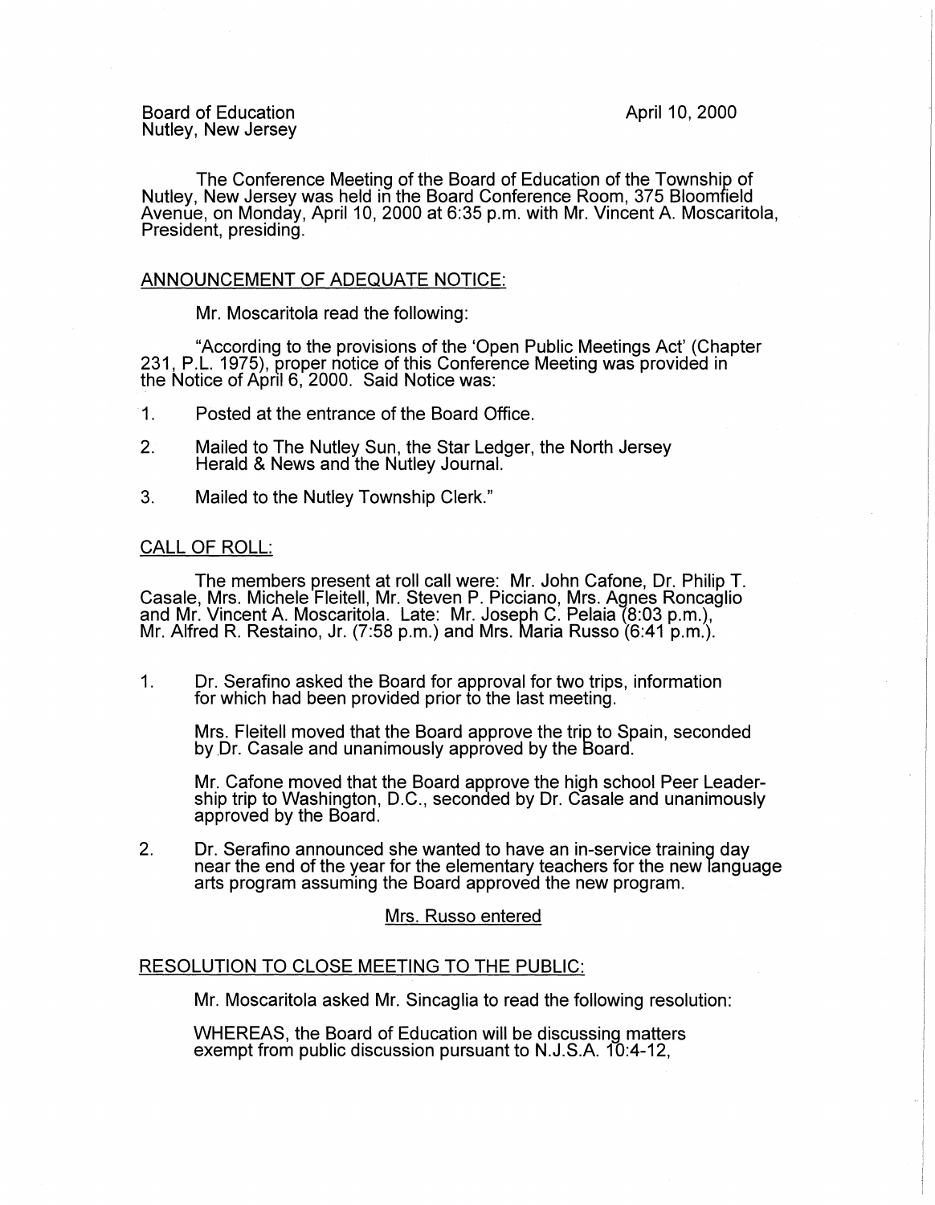Board of Education
Nutley, New Jersey

April 10, 2000

The Conference Meeting of the Board of Education of the Township of Nutley, New Jersey was held in the Board Conference Room, 375 Bloomfield Avenue, on Monday, April 10, 2000 at 6:35 p.m. with Mr. Vincent A. Moscaritola, President, presiding.

## ANNOUNCEMENT OF ADEQUATE NOTICE:

Mr. Moscaritola read the following:

"According to the provisions of the 'Open Public Meetings Act' (Chapter 231, P.L. 1975), proper notice of this Conference Meeting was provided in the Notice of April 6, 2000. Said Notice was:

1. Posted at the entrance of the Board Office.
2. Mailed to The Nutley Sun, the Star Ledger, the North Jersey Herald & News and the Nutley Journal.
3. Mailed to the Nutley Township Clerk."

## CALL OF ROLL:

The members present at roll call were: Mr. John Cafone, Dr. Philip T. Casale, Mrs. Michele Fleitell, Mr. Steven P. Picciano, Mrs. Agnes Roncaglio and Mr. Vincent A. Moscaritola. Late: Mr. Joseph C. Pelaia (8:03 p.m.), Mr. Alfred R. Restaino, Jr. (7:58 p.m.) and Mrs. Maria Russo (6:41 p.m.).

1. Dr. Serafino asked the Board for approval for two trips, information for which had been provided prior to the last meeting.

   Mrs. Fleitell moved that the Board approve the trip to Spain, seconded by Dr. Casale and unanimously approved by the Board.

   Mr. Cafone moved that the Board approve the high school Peer Leadership trip to Washington, D.C., seconded by Dr. Casale and unanimously approved by the Board.

2. Dr. Serafino announced she wanted to have an in-service training day near the end of the year for the elementary teachers for the new language arts program assuming the Board approved the new program.

Mrs. Russo entered

## RESOLUTION TO CLOSE MEETING TO THE PUBLIC:

Mr. Moscaritola asked Mr. Sincaglia to read the following resolution:

WHEREAS, the Board of Education will be discussing matters exempt from public discussion pursuant to N.J.S.A. 10:4-12,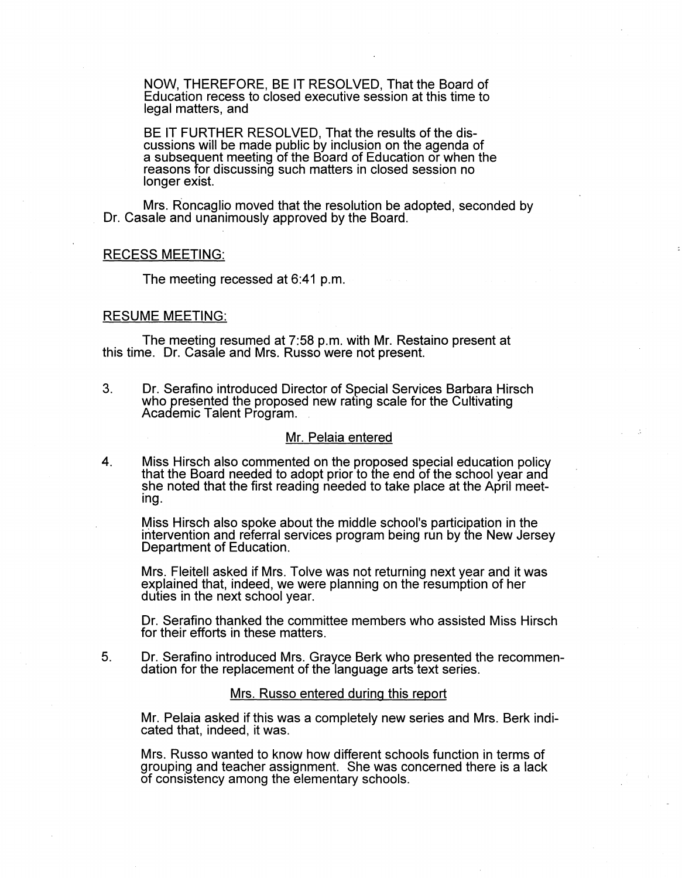NOW, THEREFORE, BE IT RESOLVED, That the Board of Education recess to closed executive session at this time to legal matters, and

BE IT FURTHER RESOLVED, That the results of the discussions will be made public by inclusion on the agenda of a subsequent meeting of the Board of Education or when the reasons for discussing such matters in closed session no longer exist.

Mrs. Roncaglio moved that the resolution be adopted, seconded by Dr. Casale and unanimously approved by the Board.

RECESS MEETING:

The meeting recessed at 6:41 p.m.

RESUME MEETING:

The meeting resumed at 7:58 p.m. with Mr. Restaino present at this time. Dr. Casale and Mrs. Russo were not present.

3. Dr. Serafino introduced Director of Special Services Barbara Hirsch who presented the proposed new rating scale for the Cultivating Academic Talent Program.

Mr. Pelaia entered

4. Miss Hirsch also commented on the proposed special education policy that the Board needed to adopt prior to the end of the school year and she noted that the first reading needed to take place at the April meeting.

   Miss Hirsch also spoke about the middle school's participation in the intervention and referral services program being run by the New Jersey Department of Education.

   Mrs. Fleitell asked if Mrs. Tolve was not returning next year and it was explained that, indeed, we were planning on the resumption of her duties in the next school year.

   Dr. Serafino thanked the committee members who assisted Miss Hirsch for their efforts in these matters.

5. Dr. Serafino introduced Mrs. Grayce Berk who presented the recommendation for the replacement of the language arts text series.

Mrs. Russo entered during this report

   Mr. Pelaia asked if this was a completely new series and Mrs. Berk indicated that, indeed, it was.

   Mrs. Russo wanted to know how different schools function in terms of grouping and teacher assignment. She was concerned there is a lack of consistency among the elementary schools.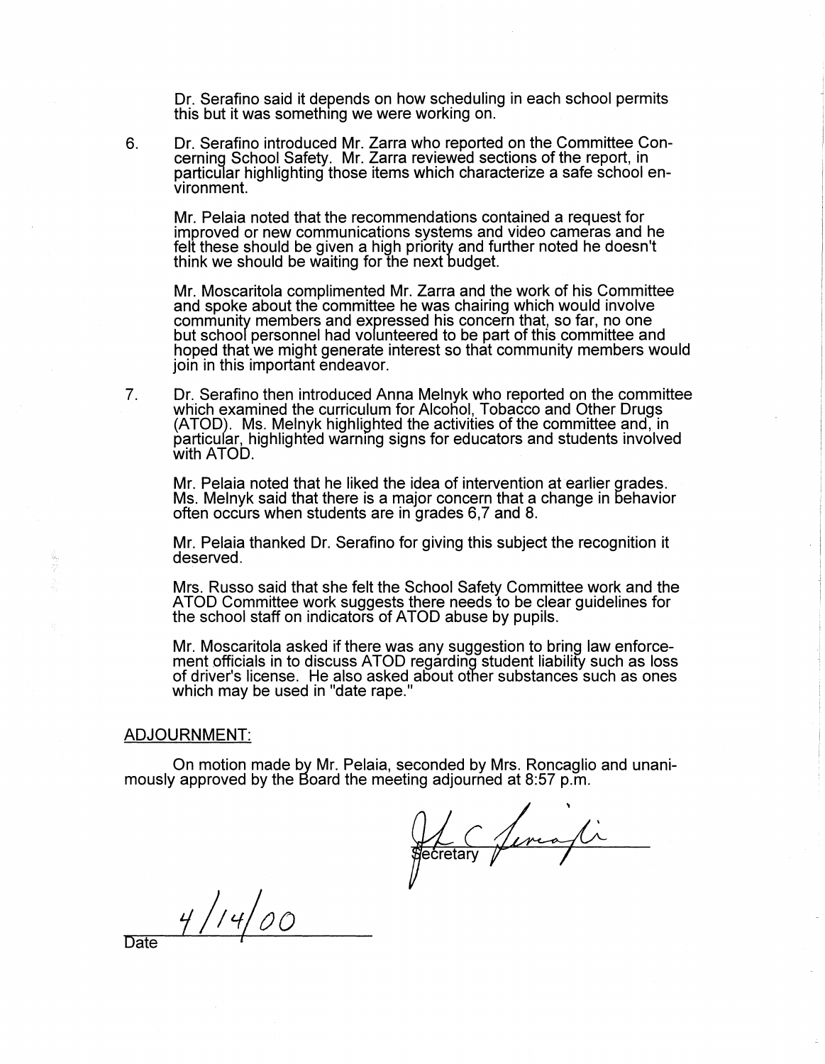Dr. Serafino said it depends on how scheduling in each school permits this but it was something we were working on.

6. Dr. Serafino introduced Mr. Zarra who reported on the Committee Concerning School Safety. Mr. Zarra reviewed sections of the report, in particular highlighting those items which characterize a safe school environment.

   Mr. Pelaia noted that the recommendations contained a request for improved or new communications systems and video cameras and he felt these should be given a high priority and further noted he doesn't think we should be waiting for the next budget.

   Mr. Moscaritola complimented Mr. Zarra and the work of his Committee and spoke about the committee he was chairing which would involve community members and expressed his concern that, so far, no one but school personnel had volunteered to be part of this committee and hoped that we might generate interest so that community members would join in this important endeavor.

7. Dr. Serafino then introduced Anna Melnyk who reported on the committee which examined the curriculum for Alcohol, Tobacco and Other Drugs (ATOD). Ms. Melnyk highlighted the activities of the committee and, in particular, highlighted warning signs for educators and students involved with ATOD.

   Mr. Pelaia noted that he liked the idea of intervention at earlier grades. Ms. Melnyk said that there is a major concern that a change in behavior often occurs when students are in grades 6,7 and 8.

   Mr. Pelaia thanked Dr. Serafino for giving this subject the recognition it deserved.

   Mrs. Russo said that she felt the School Safety Committee work and the ATOD Committee work suggests there needs to be clear guidelines for the school staff on indicators of ATOD abuse by pupils.

   Mr. Moscaritola asked if there was any suggestion to bring law enforcement officials in to discuss ATOD regarding student liability such as loss of driver's license. He also asked about other substances such as ones which may be used in "date rape."

ADJOURNMENT:

On motion made by Mr. Pelaia, seconded by Mrs. Roncaglio and unanimously approved by the Board the meeting adjourned at 8:57 p.m.

Secretary

4/14/00
Date